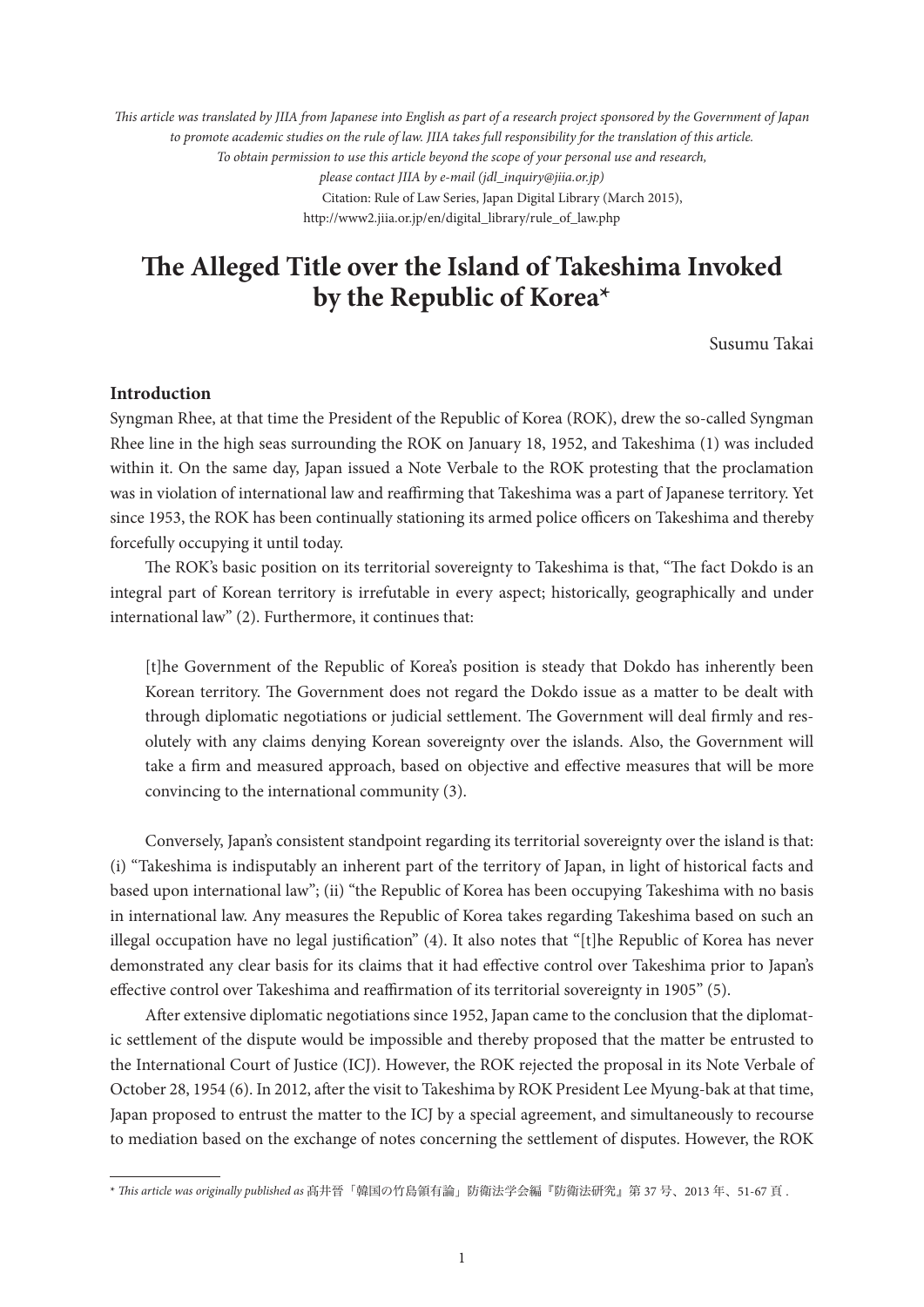*This article was translated by JIIA from Japanese into English as part of a research project sponsored by the Government of Japan to promote academic studies on the rule of law. JIIA takes full responsibility for the translation of this article. To obtain permission to use this article beyond the scope of your personal use and research, please contact JIIA by e-mail (jdl_inquiry@jiia.or.jp)*

Citation: Rule of Law Series, Japan Digital Library (March 2015), http://www2.jiia.or.jp/en/digital_library/rule_of_law.php

# The Alleged Title over the Island of Takeshima Invoked by the Republic of Korea*

Susumu Takai

## Introduction

Syngman Rhee, at that time the President of the Republic of Korea (ROK), drew the so-called Syngman Rhee line in the high seas surrounding the ROK on January 18, 1952, and Takeshima (1) was included within it. On the same day, Japan issued a Note Verbale to the ROK protesting that the proclamation was in violation of international law and reaffirming that Takeshima was a part of Japanese territory. Yet since 1953, the ROK has been continually stationing its armed police officers on Takeshima and thereby forcefully occupying it until today.

The ROK's basic position on its territorial sovereignty to Takeshima is that, "The fact Dokdo is an integral part of Korean territory is irrefutable in every aspect; historically, geographically and under international law" (2). Furthermore, it continues that:

> [t]he Government of the Republic of Korea's position is steady that Dokdo has inherently been Korean territory. The Government does not regard the Dokdo issue as a matter to be dealt with through diplomatic negotiations or judicial settlement. The Government will deal firmly and resolutely with any claims denying Korean sovereignty over the islands. Also, the Government will take a firm and measured approach, based on objective and effective measures that will be more convincing to the international community (3).

Conversely, Japan's consistent standpoint regarding its territorial sovereignty over the island is that: (i) "Takeshima is indisputably an inherent part of the territory of Japan, in light of historical facts and based upon international law"; (ii) "the Republic of Korea has been occupying Takeshima with no basis in international law. Any measures the Republic of Korea takes regarding Takeshima based on such an illegal occupation have no legal justification" (4). It also notes that "[t]he Republic of Korea has never demonstrated any clear basis for its claims that it had effective control over Takeshima prior to Japan's effective control over Takeshima and reaffirmation of its territorial sovereignty in 1905" (5).

After extensive diplomatic negotiations since 1952, Japan came to the conclusion that the diplomatic settlement of the dispute would be impossible and thereby proposed that the matter be entrusted to the International Court of Justice (ICJ). However, the ROK rejected the proposal in its Note Verbale of October 28, 1954 (6). In 2012, after the visit to Takeshima by ROK President Lee Myung-bak at that time, Japan proposed to entrust the matter to the ICJ by a special agreement, and simultaneously to recourse to mediation based on the exchange of notes concerning the settlement of disputes. However, the ROK

---

\* *This article was originally published as* 髙井晋「韓国の竹島領有論」防衛法学会編『防衛法研究』第 37 号、2013 年、51-67 頁 .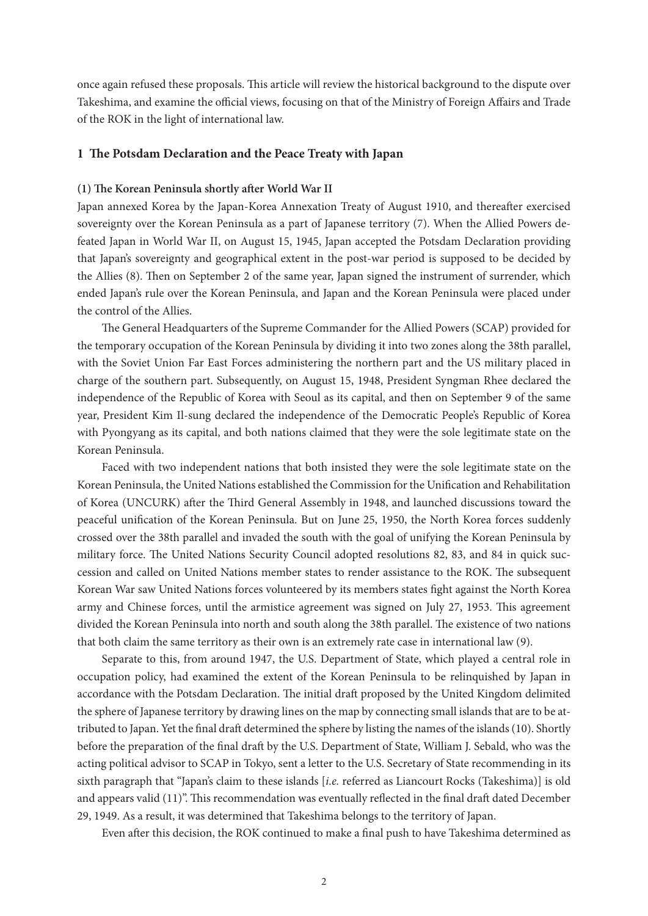once again refused these proposals. This article will review the historical background to the dispute over Takeshima, and examine the official views, focusing on that of the Ministry of Foreign Affairs and Trade of the ROK in the light of international law.

## 1 The Potsdam Declaration and the Peace Treaty with Japan

### (1) The Korean Peninsula shortly after World War II

Japan annexed Korea by the Japan-Korea Annexation Treaty of August 1910, and thereafter exercised sovereignty over the Korean Peninsula as a part of Japanese territory (7). When the Allied Powers defeated Japan in World War II, on August 15, 1945, Japan accepted the Potsdam Declaration providing that Japan's sovereignty and geographical extent in the post-war period is supposed to be decided by the Allies (8). Then on September 2 of the same year, Japan signed the instrument of surrender, which ended Japan's rule over the Korean Peninsula, and Japan and the Korean Peninsula were placed under the control of the Allies.

The General Headquarters of the Supreme Commander for the Allied Powers (SCAP) provided for the temporary occupation of the Korean Peninsula by dividing it into two zones along the 38th parallel, with the Soviet Union Far East Forces administering the northern part and the US military placed in charge of the southern part. Subsequently, on August 15, 1948, President Syngman Rhee declared the independence of the Republic of Korea with Seoul as its capital, and then on September 9 of the same year, President Kim Il-sung declared the independence of the Democratic People's Republic of Korea with Pyongyang as its capital, and both nations claimed that they were the sole legitimate state on the Korean Peninsula.

Faced with two independent nations that both insisted they were the sole legitimate state on the Korean Peninsula, the United Nations established the Commission for the Unification and Rehabilitation of Korea (UNCURK) after the Third General Assembly in 1948, and launched discussions toward the peaceful unification of the Korean Peninsula. But on June 25, 1950, the North Korea forces suddenly crossed over the 38th parallel and invaded the south with the goal of unifying the Korean Peninsula by military force. The United Nations Security Council adopted resolutions 82, 83, and 84 in quick succession and called on United Nations member states to render assistance to the ROK. The subsequent Korean War saw United Nations forces volunteered by its members states fight against the North Korea army and Chinese forces, until the armistice agreement was signed on July 27, 1953. This agreement divided the Korean Peninsula into north and south along the 38th parallel. The existence of two nations that both claim the same territory as their own is an extremely rate case in international law (9).

Separate to this, from around 1947, the U.S. Department of State, which played a central role in occupation policy, had examined the extent of the Korean Peninsula to be relinquished by Japan in accordance with the Potsdam Declaration. The initial draft proposed by the United Kingdom delimited the sphere of Japanese territory by drawing lines on the map by connecting small islands that are to be attributed to Japan. Yet the final draft determined the sphere by listing the names of the islands (10). Shortly before the preparation of the final draft by the U.S. Department of State, William J. Sebald, who was the acting political advisor to SCAP in Tokyo, sent a letter to the U.S. Secretary of State recommending in its sixth paragraph that "Japan's claim to these islands [*i.e.* referred as Liancourt Rocks (Takeshima)] is old and appears valid (11)". This recommendation was eventually reflected in the final draft dated December 29, 1949. As a result, it was determined that Takeshima belongs to the territory of Japan.

Even after this decision, the ROK continued to make a final push to have Takeshima determined as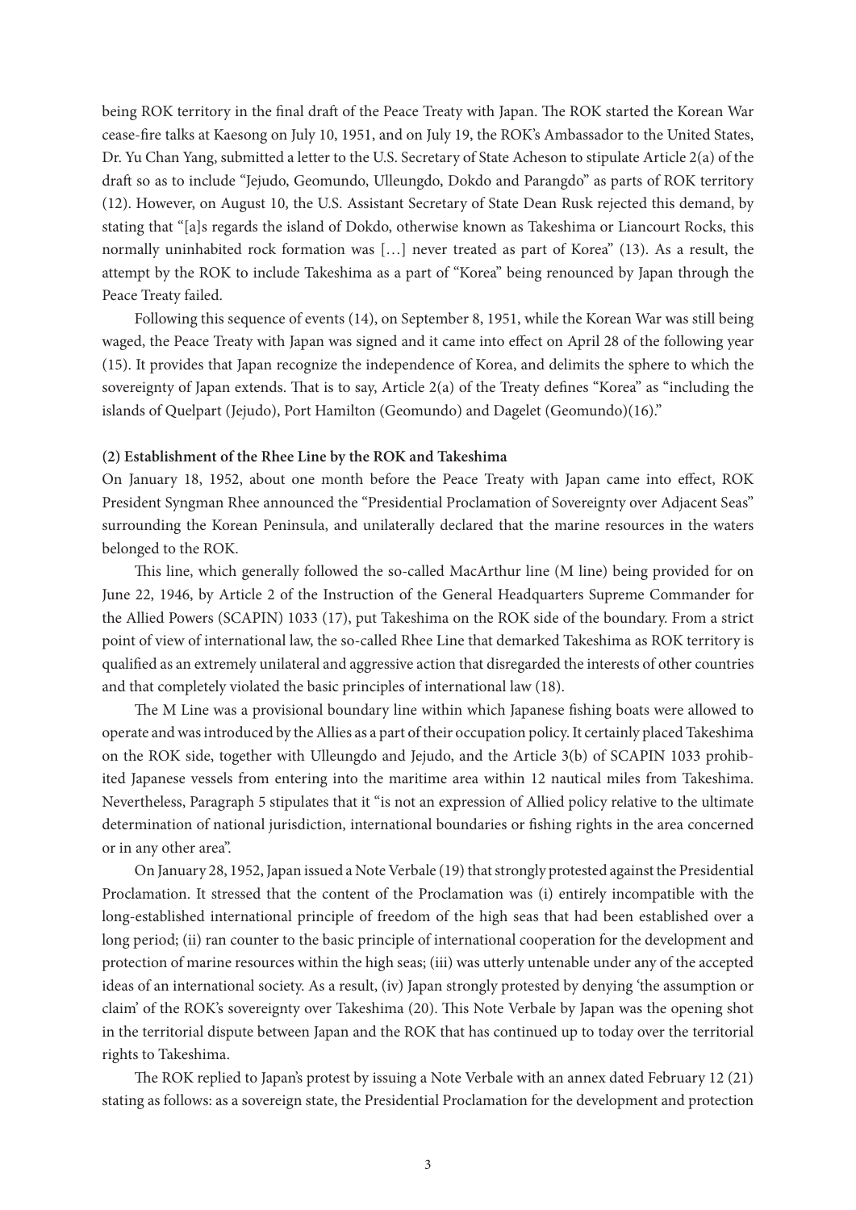being ROK territory in the final draft of the Peace Treaty with Japan. The ROK started the Korean War cease-fire talks at Kaesong on July 10, 1951, and on July 19, the ROK's Ambassador to the United States, Dr. Yu Chan Yang, submitted a letter to the U.S. Secretary of State Acheson to stipulate Article 2(a) of the draft so as to include "Jejudo, Geomundo, Ulleungdo, Dokdo and Parangdo" as parts of ROK territory (12). However, on August 10, the U.S. Assistant Secretary of State Dean Rusk rejected this demand, by stating that "[a]s regards the island of Dokdo, otherwise known as Takeshima or Liancourt Rocks, this normally uninhabited rock formation was […] never treated as part of Korea" (13). As a result, the attempt by the ROK to include Takeshima as a part of "Korea" being renounced by Japan through the Peace Treaty failed.

Following this sequence of events (14), on September 8, 1951, while the Korean War was still being waged, the Peace Treaty with Japan was signed and it came into effect on April 28 of the following year (15). It provides that Japan recognize the independence of Korea, and delimits the sphere to which the sovereignty of Japan extends. That is to say, Article 2(a) of the Treaty defines "Korea" as "including the islands of Quelpart (Jejudo), Port Hamilton (Geomundo) and Dagelet (Geomundo)(16)."

**(2) Establishment of the Rhee Line by the ROK and Takeshima**

On January 18, 1952, about one month before the Peace Treaty with Japan came into effect, ROK President Syngman Rhee announced the "Presidential Proclamation of Sovereignty over Adjacent Seas" surrounding the Korean Peninsula, and unilaterally declared that the marine resources in the waters belonged to the ROK.

This line, which generally followed the so-called MacArthur line (M line) being provided for on June 22, 1946, by Article 2 of the Instruction of the General Headquarters Supreme Commander for the Allied Powers (SCAPIN) 1033 (17), put Takeshima on the ROK side of the boundary. From a strict point of view of international law, the so-called Rhee Line that demarked Takeshima as ROK territory is qualified as an extremely unilateral and aggressive action that disregarded the interests of other countries and that completely violated the basic principles of international law (18).

The M Line was a provisional boundary line within which Japanese fishing boats were allowed to operate and was introduced by the Allies as a part of their occupation policy. It certainly placed Takeshima on the ROK side, together with Ulleungdo and Jejudo, and the Article 3(b) of SCAPIN 1033 prohibited Japanese vessels from entering into the maritime area within 12 nautical miles from Takeshima. Nevertheless, Paragraph 5 stipulates that it "is not an expression of Allied policy relative to the ultimate determination of national jurisdiction, international boundaries or fishing rights in the area concerned or in any other area".

On January 28, 1952, Japan issued a Note Verbale (19) that strongly protested against the Presidential Proclamation. It stressed that the content of the Proclamation was (i) entirely incompatible with the long-established international principle of freedom of the high seas that had been established over a long period; (ii) ran counter to the basic principle of international cooperation for the development and protection of marine resources within the high seas; (iii) was utterly untenable under any of the accepted ideas of an international society. As a result, (iv) Japan strongly protested by denying 'the assumption or claim' of the ROK's sovereignty over Takeshima (20). This Note Verbale by Japan was the opening shot in the territorial dispute between Japan and the ROK that has continued up to today over the territorial rights to Takeshima.

The ROK replied to Japan's protest by issuing a Note Verbale with an annex dated February 12 (21) stating as follows: as a sovereign state, the Presidential Proclamation for the development and protection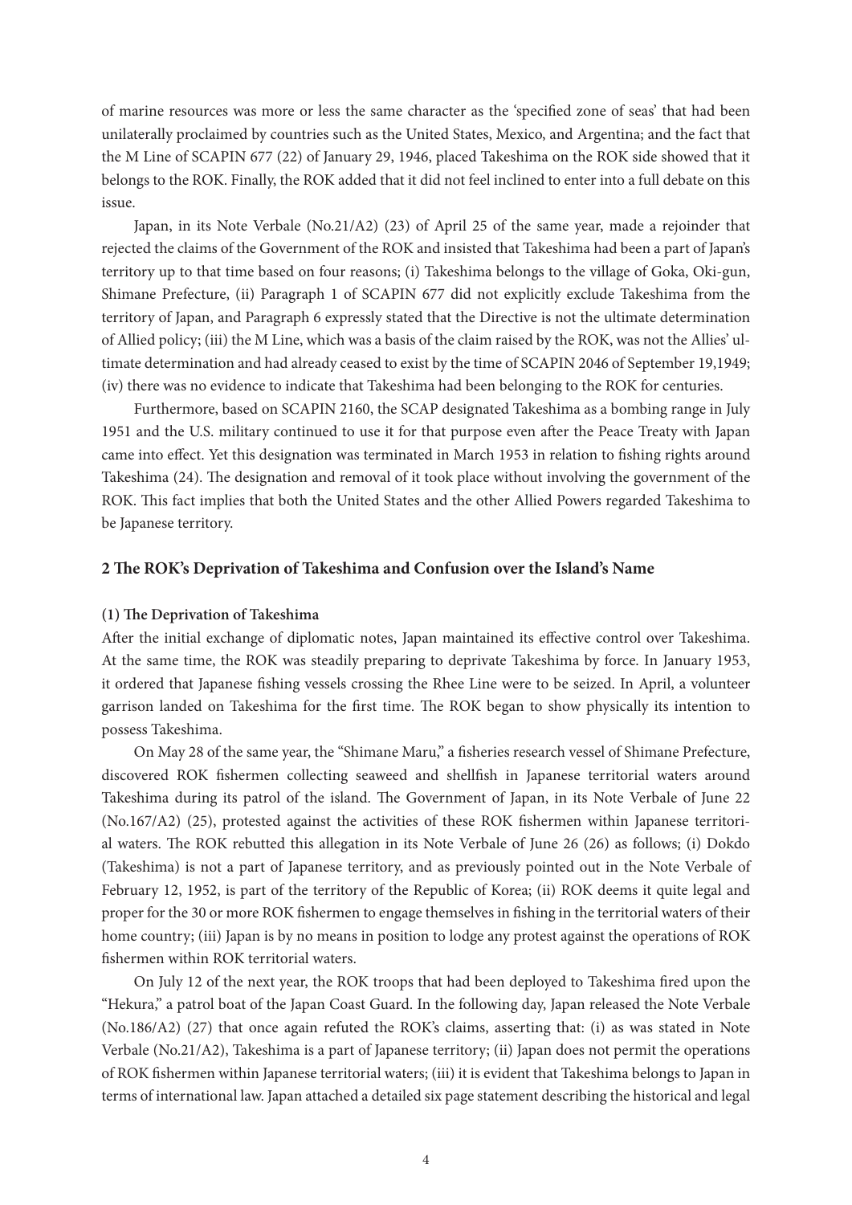of marine resources was more or less the same character as the 'specified zone of seas' that had been unilaterally proclaimed by countries such as the United States, Mexico, and Argentina; and the fact that the M Line of SCAPIN 677 (22) of January 29, 1946, placed Takeshima on the ROK side showed that it belongs to the ROK. Finally, the ROK added that it did not feel inclined to enter into a full debate on this issue.

Japan, in its Note Verbale (No.21/A2) (23) of April 25 of the same year, made a rejoinder that rejected the claims of the Government of the ROK and insisted that Takeshima had been a part of Japan's territory up to that time based on four reasons; (i) Takeshima belongs to the village of Goka, Oki-gun, Shimane Prefecture, (ii) Paragraph 1 of SCAPIN 677 did not explicitly exclude Takeshima from the territory of Japan, and Paragraph 6 expressly stated that the Directive is not the ultimate determination of Allied policy; (iii) the M Line, which was a basis of the claim raised by the ROK, was not the Allies' ultimate determination and had already ceased to exist by the time of SCAPIN 2046 of September 19,1949; (iv) there was no evidence to indicate that Takeshima had been belonging to the ROK for centuries.

Furthermore, based on SCAPIN 2160, the SCAP designated Takeshima as a bombing range in July 1951 and the U.S. military continued to use it for that purpose even after the Peace Treaty with Japan came into effect. Yet this designation was terminated in March 1953 in relation to fishing rights around Takeshima (24). The designation and removal of it took place without involving the government of the ROK. This fact implies that both the United States and the other Allied Powers regarded Takeshima to be Japanese territory.

## 2 The ROK's Deprivation of Takeshima and Confusion over the Island's Name

### (1) The Deprivation of Takeshima

After the initial exchange of diplomatic notes, Japan maintained its effective control over Takeshima. At the same time, the ROK was steadily preparing to deprivate Takeshima by force. In January 1953, it ordered that Japanese fishing vessels crossing the Rhee Line were to be seized. In April, a volunteer garrison landed on Takeshima for the first time. The ROK began to show physically its intention to possess Takeshima.

On May 28 of the same year, the "Shimane Maru," a fisheries research vessel of Shimane Prefecture, discovered ROK fishermen collecting seaweed and shellfish in Japanese territorial waters around Takeshima during its patrol of the island. The Government of Japan, in its Note Verbale of June 22 (No.167/A2) (25), protested against the activities of these ROK fishermen within Japanese territorial waters. The ROK rebutted this allegation in its Note Verbale of June 26 (26) as follows; (i) Dokdo (Takeshima) is not a part of Japanese territory, and as previously pointed out in the Note Verbale of February 12, 1952, is part of the territory of the Republic of Korea; (ii) ROK deems it quite legal and proper for the 30 or more ROK fishermen to engage themselves in fishing in the territorial waters of their home country; (iii) Japan is by no means in position to lodge any protest against the operations of ROK fishermen within ROK territorial waters.

On July 12 of the next year, the ROK troops that had been deployed to Takeshima fired upon the "Hekura," a patrol boat of the Japan Coast Guard. In the following day, Japan released the Note Verbale (No.186/A2) (27) that once again refuted the ROK's claims, asserting that: (i) as was stated in Note Verbale (No.21/A2), Takeshima is a part of Japanese territory; (ii) Japan does not permit the operations of ROK fishermen within Japanese territorial waters; (iii) it is evident that Takeshima belongs to Japan in terms of international law. Japan attached a detailed six page statement describing the historical and legal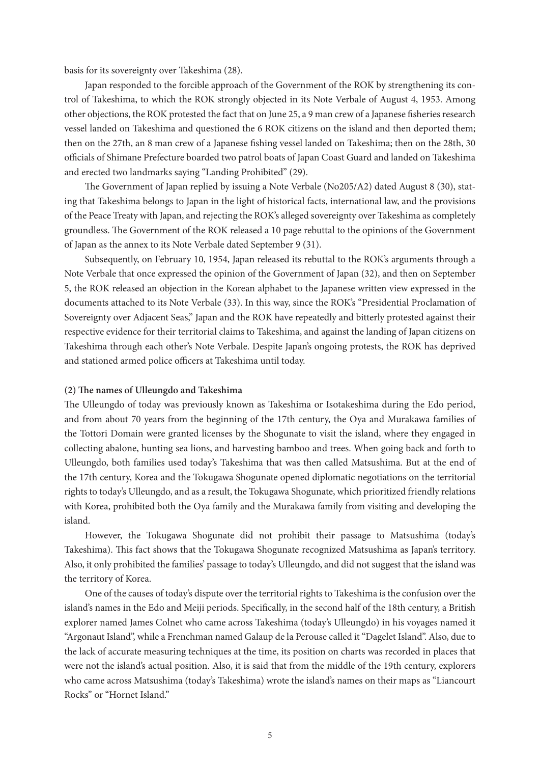basis for its sovereignty over Takeshima (28).

Japan responded to the forcible approach of the Government of the ROK by strengthening its control of Takeshima, to which the ROK strongly objected in its Note Verbale of August 4, 1953. Among other objections, the ROK protested the fact that on June 25, a 9 man crew of a Japanese fisheries research vessel landed on Takeshima and questioned the 6 ROK citizens on the island and then deported them; then on the 27th, an 8 man crew of a Japanese fishing vessel landed on Takeshima; then on the 28th, 30 officials of Shimane Prefecture boarded two patrol boats of Japan Coast Guard and landed on Takeshima and erected two landmarks saying "Landing Prohibited" (29).

The Government of Japan replied by issuing a Note Verbale (No205/A2) dated August 8 (30), stating that Takeshima belongs to Japan in the light of historical facts, international law, and the provisions of the Peace Treaty with Japan, and rejecting the ROK's alleged sovereignty over Takeshima as completely groundless. The Government of the ROK released a 10 page rebuttal to the opinions of the Government of Japan as the annex to its Note Verbale dated September 9 (31).

Subsequently, on February 10, 1954, Japan released its rebuttal to the ROK's arguments through a Note Verbale that once expressed the opinion of the Government of Japan (32), and then on September 5, the ROK released an objection in the Korean alphabet to the Japanese written view expressed in the documents attached to its Note Verbale (33). In this way, since the ROK's "Presidential Proclamation of Sovereignty over Adjacent Seas," Japan and the ROK have repeatedly and bitterly protested against their respective evidence for their territorial claims to Takeshima, and against the landing of Japan citizens on Takeshima through each other's Note Verbale. Despite Japan's ongoing protests, the ROK has deprived and stationed armed police officers at Takeshima until today.

**(2) The names of Ulleungdo and Takeshima**

The Ulleungdo of today was previously known as Takeshima or Isotakeshima during the Edo period, and from about 70 years from the beginning of the 17th century, the Oya and Murakawa families of the Tottori Domain were granted licenses by the Shogunate to visit the island, where they engaged in collecting abalone, hunting sea lions, and harvesting bamboo and trees. When going back and forth to Ulleungdo, both families used today's Takeshima that was then called Matsushima. But at the end of the 17th century, Korea and the Tokugawa Shogunate opened diplomatic negotiations on the territorial rights to today's Ulleungdo, and as a result, the Tokugawa Shogunate, which prioritized friendly relations with Korea, prohibited both the Oya family and the Murakawa family from visiting and developing the island.

However, the Tokugawa Shogunate did not prohibit their passage to Matsushima (today's Takeshima). This fact shows that the Tokugawa Shogunate recognized Matsushima as Japan's territory. Also, it only prohibited the families' passage to today's Ulleungdo, and did not suggest that the island was the territory of Korea.

One of the causes of today's dispute over the territorial rights to Takeshima is the confusion over the island's names in the Edo and Meiji periods. Specifically, in the second half of the 18th century, a British explorer named James Colnet who came across Takeshima (today's Ulleungdo) in his voyages named it "Argonaut Island", while a Frenchman named Galaup de la Perouse called it "Dagelet Island". Also, due to the lack of accurate measuring techniques at the time, its position on charts was recorded in places that were not the island's actual position. Also, it is said that from the middle of the 19th century, explorers who came across Matsushima (today's Takeshima) wrote the island's names on their maps as "Liancourt Rocks" or "Hornet Island."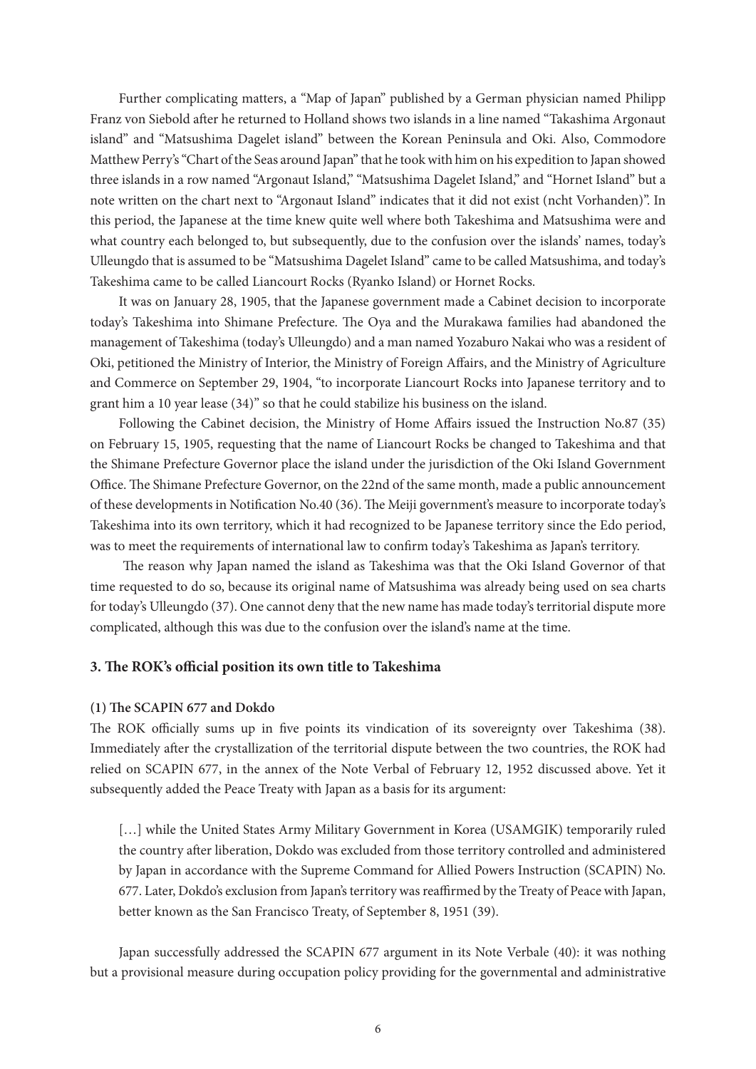Further complicating matters, a "Map of Japan" published by a German physician named Philipp Franz von Siebold after he returned to Holland shows two islands in a line named "Takashima Argonaut island" and "Matsushima Dagelet island" between the Korean Peninsula and Oki. Also, Commodore Matthew Perry's "Chart of the Seas around Japan" that he took with him on his expedition to Japan showed three islands in a row named "Argonaut Island," "Matsushima Dagelet Island," and "Hornet Island" but a note written on the chart next to "Argonaut Island" indicates that it did not exist (ncht Vorhanden)". In this period, the Japanese at the time knew quite well where both Takeshima and Matsushima were and what country each belonged to, but subsequently, due to the confusion over the islands' names, today's Ulleungdo that is assumed to be "Matsushima Dagelet Island" came to be called Matsushima, and today's Takeshima came to be called Liancourt Rocks (Ryanko Island) or Hornet Rocks.

It was on January 28, 1905, that the Japanese government made a Cabinet decision to incorporate today's Takeshima into Shimane Prefecture. The Oya and the Murakawa families had abandoned the management of Takeshima (today's Ulleungdo) and a man named Yozaburo Nakai who was a resident of Oki, petitioned the Ministry of Interior, the Ministry of Foreign Affairs, and the Ministry of Agriculture and Commerce on September 29, 1904, "to incorporate Liancourt Rocks into Japanese territory and to grant him a 10 year lease (34)" so that he could stabilize his business on the island.

Following the Cabinet decision, the Ministry of Home Affairs issued the Instruction No.87 (35) on February 15, 1905, requesting that the name of Liancourt Rocks be changed to Takeshima and that the Shimane Prefecture Governor place the island under the jurisdiction of the Oki Island Government Office. The Shimane Prefecture Governor, on the 22nd of the same month, made a public announcement of these developments in Notification No.40 (36). The Meiji government's measure to incorporate today's Takeshima into its own territory, which it had recognized to be Japanese territory since the Edo period, was to meet the requirements of international law to confirm today's Takeshima as Japan's territory.

The reason why Japan named the island as Takeshima was that the Oki Island Governor of that time requested to do so, because its original name of Matsushima was already being used on sea charts for today's Ulleungdo (37). One cannot deny that the new name has made today's territorial dispute more complicated, although this was due to the confusion over the island's name at the time.

### 3. The ROK's official position its own title to Takeshima

#### (1) The SCAPIN 677 and Dokdo

The ROK officially sums up in five points its vindication of its sovereignty over Takeshima (38). Immediately after the crystallization of the territorial dispute between the two countries, the ROK had relied on SCAPIN 677, in the annex of the Note Verbal of February 12, 1952 discussed above. Yet it subsequently added the Peace Treaty with Japan as a basis for its argument:

> […] while the United States Army Military Government in Korea (USAMGIK) temporarily ruled the country after liberation, Dokdo was excluded from those territory controlled and administered by Japan in accordance with the Supreme Command for Allied Powers Instruction (SCAPIN) No. 677. Later, Dokdo's exclusion from Japan's territory was reaffirmed by the Treaty of Peace with Japan, better known as the San Francisco Treaty, of September 8, 1951 (39).

Japan successfully addressed the SCAPIN 677 argument in its Note Verbale (40): it was nothing but a provisional measure during occupation policy providing for the governmental and administrative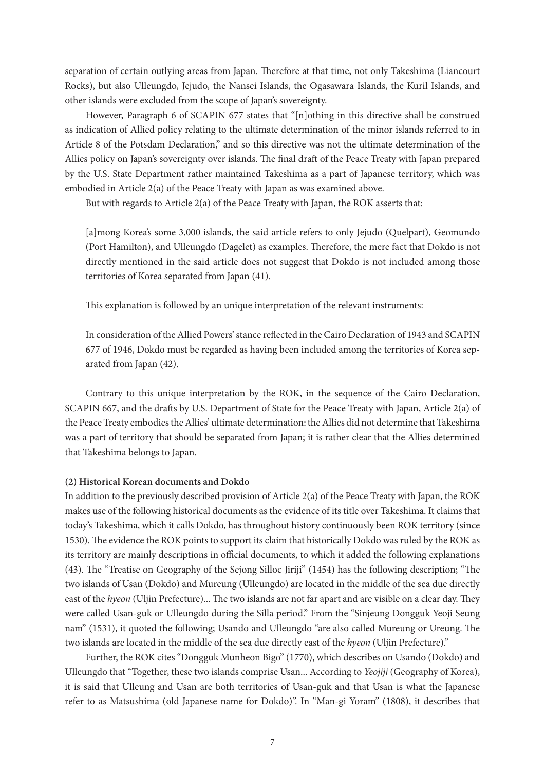separation of certain outlying areas from Japan. Therefore at that time, not only Takeshima (Liancourt Rocks), but also Ulleungdo, Jejudo, the Nansei Islands, the Ogasawara Islands, the Kuril Islands, and other islands were excluded from the scope of Japan's sovereignty.

However, Paragraph 6 of SCAPIN 677 states that "[n]othing in this directive shall be construed as indication of Allied policy relating to the ultimate determination of the minor islands referred to in Article 8 of the Potsdam Declaration," and so this directive was not the ultimate determination of the Allies policy on Japan's sovereignty over islands. The final draft of the Peace Treaty with Japan prepared by the U.S. State Department rather maintained Takeshima as a part of Japanese territory, which was embodied in Article 2(a) of the Peace Treaty with Japan as was examined above.

But with regards to Article 2(a) of the Peace Treaty with Japan, the ROK asserts that:

> [a]mong Korea's some 3,000 islands, the said article refers to only Jejudo (Quelpart), Geomundo (Port Hamilton), and Ulleungdo (Dagelet) as examples. Therefore, the mere fact that Dokdo is not directly mentioned in the said article does not suggest that Dokdo is not included among those territories of Korea separated from Japan (41).

This explanation is followed by an unique interpretation of the relevant instruments:

> In consideration of the Allied Powers' stance reflected in the Cairo Declaration of 1943 and SCAPIN 677 of 1946, Dokdo must be regarded as having been included among the territories of Korea separated from Japan (42).

Contrary to this unique interpretation by the ROK, in the sequence of the Cairo Declaration, SCAPIN 667, and the drafts by U.S. Department of State for the Peace Treaty with Japan, Article 2(a) of the Peace Treaty embodies the Allies' ultimate determination: the Allies did not determine that Takeshima was a part of territory that should be separated from Japan; it is rather clear that the Allies determined that Takeshima belongs to Japan.

**(2) Historical Korean documents and Dokdo**

In addition to the previously described provision of Article 2(a) of the Peace Treaty with Japan, the ROK makes use of the following historical documents as the evidence of its title over Takeshima. It claims that today's Takeshima, which it calls Dokdo, has throughout history continuously been ROK territory (since 1530). The evidence the ROK points to support its claim that historically Dokdo was ruled by the ROK as its territory are mainly descriptions in official documents, to which it added the following explanations (43). The "Treatise on Geography of the Sejong Silloc Jiriji" (1454) has the following description; "The two islands of Usan (Dokdo) and Mureung (Ulleungdo) are located in the middle of the sea due directly east of the *hyeon* (Uljin Prefecture)... The two islands are not far apart and are visible on a clear day. They were called Usan-guk or Ulleungdo during the Silla period." From the "Sinjeung Dongguk Yeoji Seung nam" (1531), it quoted the following; Usando and Ulleungdo "are also called Mureung or Ureung. The two islands are located in the middle of the sea due directly east of the *hyeon* (Uljin Prefecture)."

Further, the ROK cites "Dongguk Munheon Bigo" (1770), which describes on Usando (Dokdo) and Ulleungdo that "Together, these two islands comprise Usan... According to *Yeojiji* (Geography of Korea), it is said that Ulleung and Usan are both territories of Usan-guk and that Usan is what the Japanese refer to as Matsushima (old Japanese name for Dokdo)". In "Man-gi Yoram" (1808), it describes that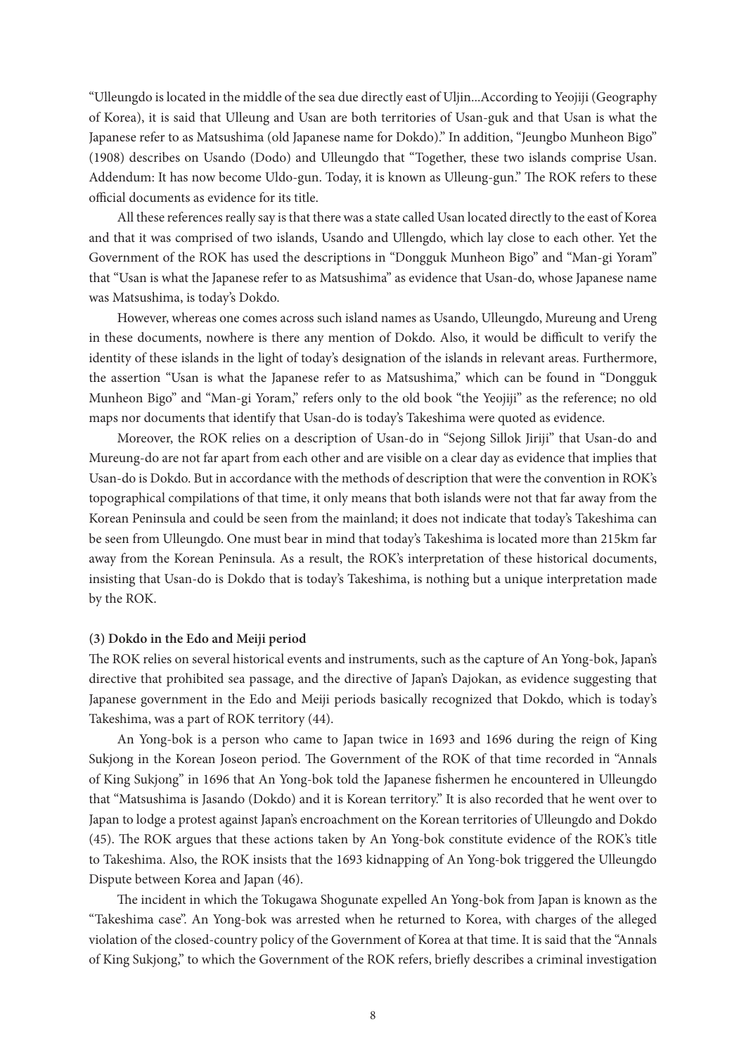"Ulleungdo is located in the middle of the sea due directly east of Uljin...According to Yeojiji (Geography of Korea), it is said that Ulleung and Usan are both territories of Usan-guk and that Usan is what the Japanese refer to as Matsushima (old Japanese name for Dokdo)." In addition, "Jeungbo Munheon Bigo" (1908) describes on Usando (Dodo) and Ulleungdo that "Together, these two islands comprise Usan. Addendum: It has now become Uldo-gun. Today, it is known as Ulleung-gun." The ROK refers to these official documents as evidence for its title.

All these references really say is that there was a state called Usan located directly to the east of Korea and that it was comprised of two islands, Usando and Ullengdo, which lay close to each other. Yet the Government of the ROK has used the descriptions in "Dongguk Munheon Bigo" and "Man-gi Yoram" that "Usan is what the Japanese refer to as Matsushima" as evidence that Usan-do, whose Japanese name was Matsushima, is today's Dokdo.

However, whereas one comes across such island names as Usando, Ulleungdo, Mureung and Ureng in these documents, nowhere is there any mention of Dokdo. Also, it would be difficult to verify the identity of these islands in the light of today's designation of the islands in relevant areas. Furthermore, the assertion "Usan is what the Japanese refer to as Matsushima," which can be found in "Dongguk Munheon Bigo" and "Man-gi Yoram," refers only to the old book "the Yeojiji" as the reference; no old maps nor documents that identify that Usan-do is today's Takeshima were quoted as evidence.

Moreover, the ROK relies on a description of Usan-do in "Sejong Sillok Jiriji" that Usan-do and Mureung-do are not far apart from each other and are visible on a clear day as evidence that implies that Usan-do is Dokdo. But in accordance with the methods of description that were the convention in ROK's topographical compilations of that time, it only means that both islands were not that far away from the Korean Peninsula and could be seen from the mainland; it does not indicate that today's Takeshima can be seen from Ulleungdo. One must bear in mind that today's Takeshima is located more than 215km far away from the Korean Peninsula. As a result, the ROK's interpretation of these historical documents, insisting that Usan-do is Dokdo that is today's Takeshima, is nothing but a unique interpretation made by the ROK.

**(3) Dokdo in the Edo and Meiji period**

The ROK relies on several historical events and instruments, such as the capture of An Yong-bok, Japan's directive that prohibited sea passage, and the directive of Japan's Dajokan, as evidence suggesting that Japanese government in the Edo and Meiji periods basically recognized that Dokdo, which is today's Takeshima, was a part of ROK territory (44).

An Yong-bok is a person who came to Japan twice in 1693 and 1696 during the reign of King Sukjong in the Korean Joseon period. The Government of the ROK of that time recorded in "Annals of King Sukjong" in 1696 that An Yong-bok told the Japanese fishermen he encountered in Ulleungdo that "Matsushima is Jasando (Dokdo) and it is Korean territory." It is also recorded that he went over to Japan to lodge a protest against Japan's encroachment on the Korean territories of Ulleungdo and Dokdo (45). The ROK argues that these actions taken by An Yong-bok constitute evidence of the ROK's title to Takeshima. Also, the ROK insists that the 1693 kidnapping of An Yong-bok triggered the Ulleungdo Dispute between Korea and Japan (46).

The incident in which the Tokugawa Shogunate expelled An Yong-bok from Japan is known as the "Takeshima case". An Yong-bok was arrested when he returned to Korea, with charges of the alleged violation of the closed-country policy of the Government of Korea at that time. It is said that the "Annals of King Sukjong," to which the Government of the ROK refers, briefly describes a criminal investigation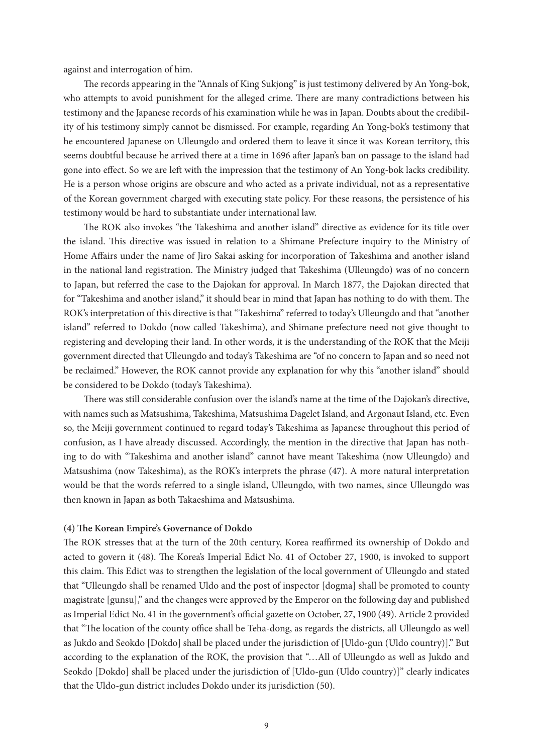against and interrogation of him.

The records appearing in the "Annals of King Sukjong" is just testimony delivered by An Yong-bok, who attempts to avoid punishment for the alleged crime. There are many contradictions between his testimony and the Japanese records of his examination while he was in Japan. Doubts about the credibility of his testimony simply cannot be dismissed. For example, regarding An Yong-bok's testimony that he encountered Japanese on Ulleungdo and ordered them to leave it since it was Korean territory, this seems doubtful because he arrived there at a time in 1696 after Japan's ban on passage to the island had gone into effect. So we are left with the impression that the testimony of An Yong-bok lacks credibility. He is a person whose origins are obscure and who acted as a private individual, not as a representative of the Korean government charged with executing state policy. For these reasons, the persistence of his testimony would be hard to substantiate under international law.

The ROK also invokes "the Takeshima and another island" directive as evidence for its title over the island. This directive was issued in relation to a Shimane Prefecture inquiry to the Ministry of Home Affairs under the name of Jiro Sakai asking for incorporation of Takeshima and another island in the national land registration. The Ministry judged that Takeshima (Ulleungdo) was of no concern to Japan, but referred the case to the Dajokan for approval. In March 1877, the Dajokan directed that for "Takeshima and another island," it should bear in mind that Japan has nothing to do with them. The ROK's interpretation of this directive is that "Takeshima" referred to today's Ulleungdo and that "another island" referred to Dokdo (now called Takeshima), and Shimane prefecture need not give thought to registering and developing their land. In other words, it is the understanding of the ROK that the Meiji government directed that Ulleungdo and today's Takeshima are "of no concern to Japan and so need not be reclaimed." However, the ROK cannot provide any explanation for why this "another island" should be considered to be Dokdo (today's Takeshima).

There was still considerable confusion over the island's name at the time of the Dajokan's directive, with names such as Matsushima, Takeshima, Matsushima Dagelet Island, and Argonaut Island, etc. Even so, the Meiji government continued to regard today's Takeshima as Japanese throughout this period of confusion, as I have already discussed. Accordingly, the mention in the directive that Japan has nothing to do with "Takeshima and another island" cannot have meant Takeshima (now Ulleungdo) and Matsushima (now Takeshima), as the ROK's interprets the phrase (47). A more natural interpretation would be that the words referred to a single island, Ulleungdo, with two names, since Ulleungdo was then known in Japan as both Takaeshima and Matsushima.

#### (4) The Korean Empire's Governance of Dokdo

The ROK stresses that at the turn of the 20th century, Korea reaffirmed its ownership of Dokdo and acted to govern it (48). The Korea's Imperial Edict No. 41 of October 27, 1900, is invoked to support this claim. This Edict was to strengthen the legislation of the local government of Ulleungdo and stated that "Ulleungdo shall be renamed Uldo and the post of inspector [dogma] shall be promoted to county magistrate [gunsu]," and the changes were approved by the Emperor on the following day and published as Imperial Edict No. 41 in the government's official gazette on October, 27, 1900 (49). Article 2 provided that "The location of the county office shall be Teha-dong, as regards the districts, all Ulleungdo as well as Jukdo and Seokdo [Dokdo] shall be placed under the jurisdiction of [Uldo-gun (Uldo country)]." But according to the explanation of the ROK, the provision that "…All of Ulleungdo as well as Jukdo and Seokdo [Dokdo] shall be placed under the jurisdiction of [Uldo-gun (Uldo country)]" clearly indicates that the Uldo-gun district includes Dokdo under its jurisdiction (50).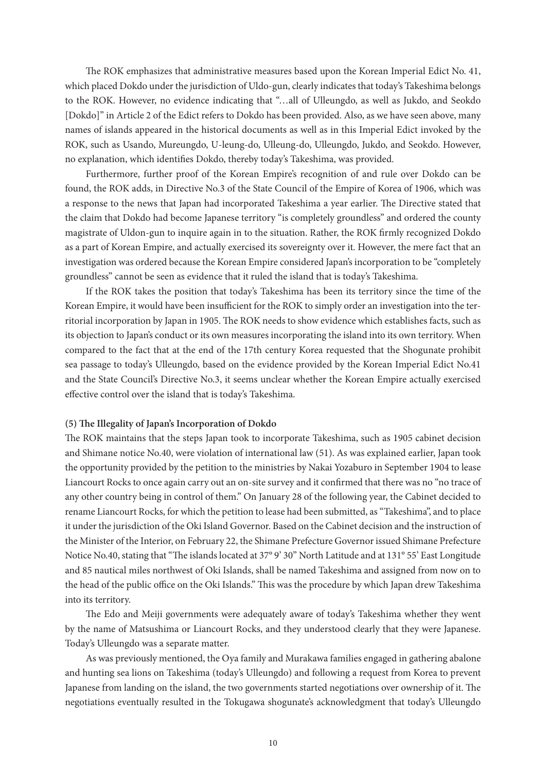The ROK emphasizes that administrative measures based upon the Korean Imperial Edict No. 41, which placed Dokdo under the jurisdiction of Uldo-gun, clearly indicates that today's Takeshima belongs to the ROK. However, no evidence indicating that "…all of Ulleungdo, as well as Jukdo, and Seokdo [Dokdo]" in Article 2 of the Edict refers to Dokdo has been provided. Also, as we have seen above, many names of islands appeared in the historical documents as well as in this Imperial Edict invoked by the ROK, such as Usando, Mureungdo, U-leung-do, Ulleung-do, Ulleungdo, Jukdo, and Seokdo. However, no explanation, which identifies Dokdo, thereby today's Takeshima, was provided.

Furthermore, further proof of the Korean Empire's recognition of and rule over Dokdo can be found, the ROK adds, in Directive No.3 of the State Council of the Empire of Korea of 1906, which was a response to the news that Japan had incorporated Takeshima a year earlier. The Directive stated that the claim that Dokdo had become Japanese territory "is completely groundless" and ordered the county magistrate of Uldon-gun to inquire again in to the situation. Rather, the ROK firmly recognized Dokdo as a part of Korean Empire, and actually exercised its sovereignty over it. However, the mere fact that an investigation was ordered because the Korean Empire considered Japan's incorporation to be "completely groundless" cannot be seen as evidence that it ruled the island that is today's Takeshima.

If the ROK takes the position that today's Takeshima has been its territory since the time of the Korean Empire, it would have been insufficient for the ROK to simply order an investigation into the territorial incorporation by Japan in 1905. The ROK needs to show evidence which establishes facts, such as its objection to Japan's conduct or its own measures incorporating the island into its own territory. When compared to the fact that at the end of the 17th century Korea requested that the Shogunate prohibit sea passage to today's Ulleungdo, based on the evidence provided by the Korean Imperial Edict No.41 and the State Council's Directive No.3, it seems unclear whether the Korean Empire actually exercised effective control over the island that is today's Takeshima.

#### (5) The Illegality of Japan's Incorporation of Dokdo

The ROK maintains that the steps Japan took to incorporate Takeshima, such as 1905 cabinet decision and Shimane notice No.40, were violation of international law (51). As was explained earlier, Japan took the opportunity provided by the petition to the ministries by Nakai Yozaburo in September 1904 to lease Liancourt Rocks to once again carry out an on-site survey and it confirmed that there was no "no trace of any other country being in control of them." On January 28 of the following year, the Cabinet decided to rename Liancourt Rocks, for which the petition to lease had been submitted, as "Takeshima", and to place it under the jurisdiction of the Oki Island Governor. Based on the Cabinet decision and the instruction of the Minister of the Interior, on February 22, the Shimane Prefecture Governor issued Shimane Prefecture Notice No.40, stating that "The islands located at 37° 9' 30" North Latitude and at 131° 55' East Longitude and 85 nautical miles northwest of Oki Islands, shall be named Takeshima and assigned from now on to the head of the public office on the Oki Islands." This was the procedure by which Japan drew Takeshima into its territory.

The Edo and Meiji governments were adequately aware of today's Takeshima whether they went by the name of Matsushima or Liancourt Rocks, and they understood clearly that they were Japanese. Today's Ulleungdo was a separate matter.

As was previously mentioned, the Oya family and Murakawa families engaged in gathering abalone and hunting sea lions on Takeshima (today's Ulleungdo) and following a request from Korea to prevent Japanese from landing on the island, the two governments started negotiations over ownership of it. The negotiations eventually resulted in the Tokugawa shogunate's acknowledgment that today's Ulleungdo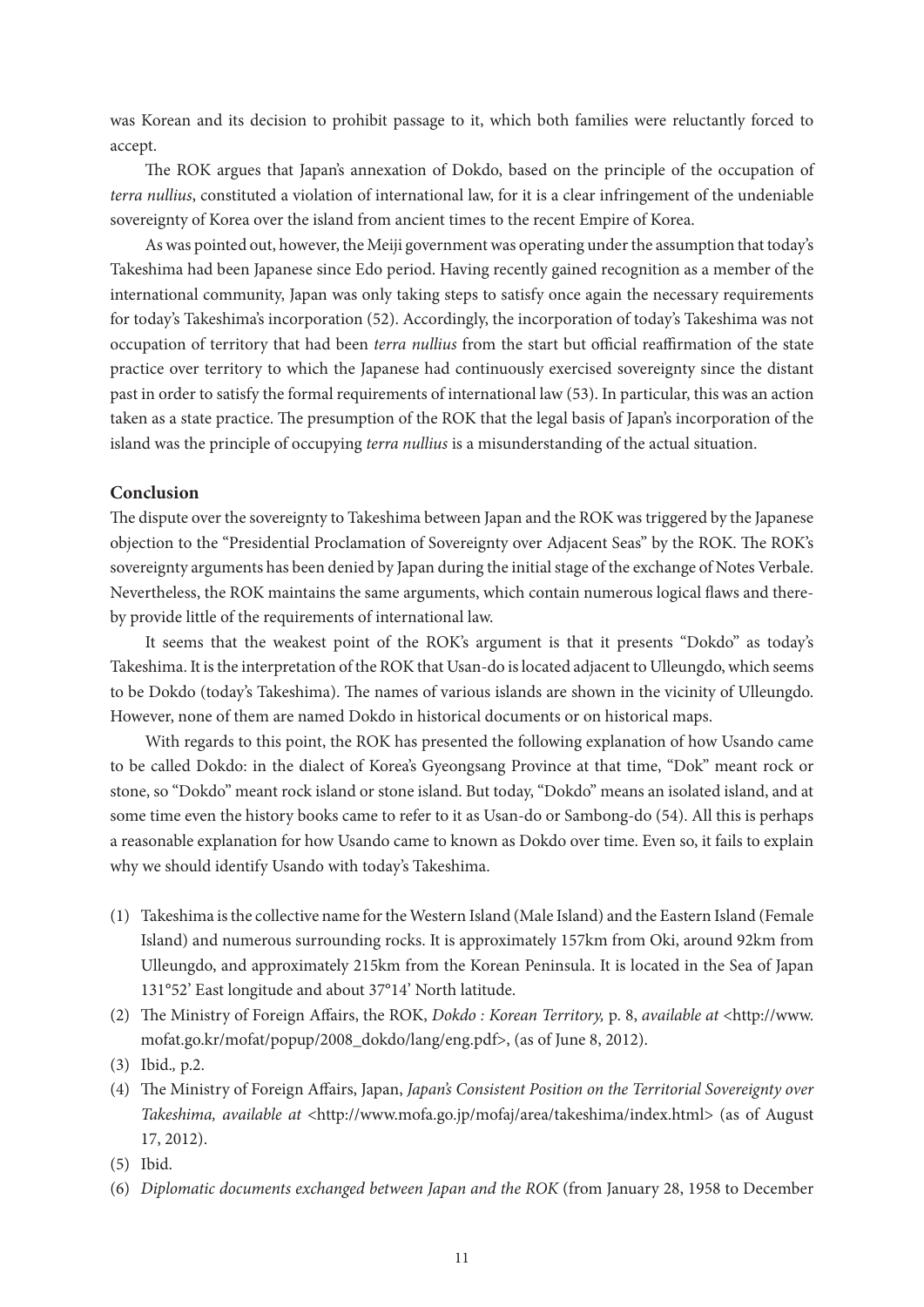was Korean and its decision to prohibit passage to it, which both families were reluctantly forced to accept.

The ROK argues that Japan's annexation of Dokdo, based on the principle of the occupation of *terra nullius*, constituted a violation of international law, for it is a clear infringement of the undeniable sovereignty of Korea over the island from ancient times to the recent Empire of Korea.

As was pointed out, however, the Meiji government was operating under the assumption that today's Takeshima had been Japanese since Edo period. Having recently gained recognition as a member of the international community, Japan was only taking steps to satisfy once again the necessary requirements for today's Takeshima's incorporation (52). Accordingly, the incorporation of today's Takeshima was not occupation of territory that had been *terra nullius* from the start but official reaffirmation of the state practice over territory to which the Japanese had continuously exercised sovereignty since the distant past in order to satisfy the formal requirements of international law (53). In particular, this was an action taken as a state practice. The presumption of the ROK that the legal basis of Japan's incorporation of the island was the principle of occupying *terra nullius* is a misunderstanding of the actual situation.

## Conclusion

The dispute over the sovereignty to Takeshima between Japan and the ROK was triggered by the Japanese objection to the "Presidential Proclamation of Sovereignty over Adjacent Seas" by the ROK. The ROK's sovereignty arguments has been denied by Japan during the initial stage of the exchange of Notes Verbale. Nevertheless, the ROK maintains the same arguments, which contain numerous logical flaws and thereby provide little of the requirements of international law.

It seems that the weakest point of the ROK's argument is that it presents "Dokdo" as today's Takeshima. It is the interpretation of the ROK that Usan-do is located adjacent to Ulleungdo, which seems to be Dokdo (today's Takeshima). The names of various islands are shown in the vicinity of Ulleungdo. However, none of them are named Dokdo in historical documents or on historical maps.

With regards to this point, the ROK has presented the following explanation of how Usando came to be called Dokdo: in the dialect of Korea's Gyeongsang Province at that time, "Dok" meant rock or stone, so "Dokdo" meant rock island or stone island. But today, "Dokdo" means an isolated island, and at some time even the history books came to refer to it as Usan-do or Sambong-do (54). All this is perhaps a reasonable explanation for how Usando came to known as Dokdo over time. Even so, it fails to explain why we should identify Usando with today's Takeshima.

(1) Takeshima is the collective name for the Western Island (Male Island) and the Eastern Island (Female Island) and numerous surrounding rocks. It is approximately 157km from Oki, around 92km from Ulleungdo, and approximately 215km from the Korean Peninsula. It is located in the Sea of Japan 131°52' East longitude and about 37°14' North latitude.

(2) The Ministry of Foreign Affairs, the ROK, *Dokdo : Korean Territory,* p. 8, *available at* <http://www.mofat.go.kr/mofat/popup/2008_dokdo/lang/eng.pdf>, (as of June 8, 2012).

(3) Ibid., p.2.

(4) The Ministry of Foreign Affairs, Japan, *Japan's Consistent Position on the Territorial Sovereignty over Takeshima, available at* <http://www.mofa.go.jp/mofaj/area/takeshima/index.html> (as of August 17, 2012).

(5) Ibid.

(6) *Diplomatic documents exchanged between Japan and the ROK* (from January 28, 1958 to December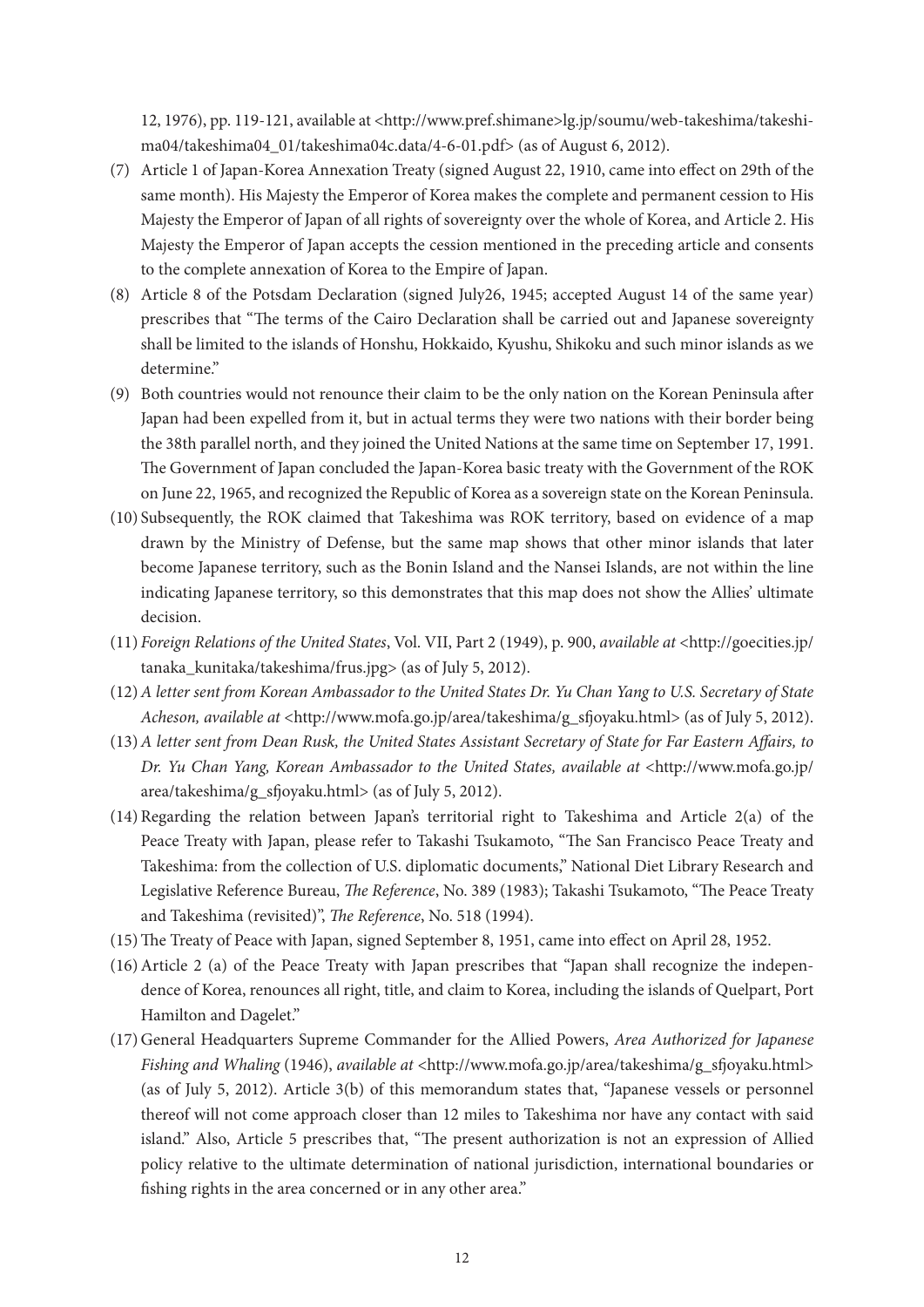12, 1976), pp. 119-121, available at <http://www.pref.shimane>lg.jp/soumu/web-takeshima/takeshima04/takeshima04_01/takeshima04c.data/4-6-01.pdf> (as of August 6, 2012).

(7) Article 1 of Japan-Korea Annexation Treaty (signed August 22, 1910, came into effect on 29th of the same month). His Majesty the Emperor of Korea makes the complete and permanent cession to His Majesty the Emperor of Japan of all rights of sovereignty over the whole of Korea, and Article 2. His Majesty the Emperor of Japan accepts the cession mentioned in the preceding article and consents to the complete annexation of Korea to the Empire of Japan.

(8) Article 8 of the Potsdam Declaration (signed July26, 1945; accepted August 14 of the same year) prescribes that "The terms of the Cairo Declaration shall be carried out and Japanese sovereignty shall be limited to the islands of Honshu, Hokkaido, Kyushu, Shikoku and such minor islands as we determine."

(9) Both countries would not renounce their claim to be the only nation on the Korean Peninsula after Japan had been expelled from it, but in actual terms they were two nations with their border being the 38th parallel north, and they joined the United Nations at the same time on September 17, 1991. The Government of Japan concluded the Japan-Korea basic treaty with the Government of the ROK on June 22, 1965, and recognized the Republic of Korea as a sovereign state on the Korean Peninsula.

(10) Subsequently, the ROK claimed that Takeshima was ROK territory, based on evidence of a map drawn by the Ministry of Defense, but the same map shows that other minor islands that later become Japanese territory, such as the Bonin Island and the Nansei Islands, are not within the line indicating Japanese territory, so this demonstrates that this map does not show the Allies' ultimate decision.

(11) *Foreign Relations of the United States*, Vol. VII, Part 2 (1949), p. 900, *available at* <http://goecities.jp/tanaka_kunitaka/takeshima/frus.jpg> (as of July 5, 2012).

(12) *A letter sent from Korean Ambassador to the United States Dr. Yu Chan Yang to U.S. Secretary of State Acheson, available at* <http://www.mofa.go.jp/area/takeshima/g_sfjoyaku.html> (as of July 5, 2012).

(13) *A letter sent from Dean Rusk, the United States Assistant Secretary of State for Far Eastern Affairs, to Dr. Yu Chan Yang, Korean Ambassador to the United States, available at* <http://www.mofa.go.jp/area/takeshima/g_sfjoyaku.html> (as of July 5, 2012).

(14) Regarding the relation between Japan's territorial right to Takeshima and Article 2(a) of the Peace Treaty with Japan, please refer to Takashi Tsukamoto, "The San Francisco Peace Treaty and Takeshima: from the collection of U.S. diplomatic documents," National Diet Library Research and Legislative Reference Bureau, *The Reference*, No. 389 (1983); Takashi Tsukamoto, "The Peace Treaty and Takeshima (revisited)", *The Reference*, No. 518 (1994).

(15) The Treaty of Peace with Japan, signed September 8, 1951, came into effect on April 28, 1952.

(16) Article 2 (a) of the Peace Treaty with Japan prescribes that "Japan shall recognize the independence of Korea, renounces all right, title, and claim to Korea, including the islands of Quelpart, Port Hamilton and Dagelet."

(17) General Headquarters Supreme Commander for the Allied Powers, *Area Authorized for Japanese Fishing and Whaling* (1946), *available at* <http://www.mofa.go.jp/area/takeshima/g_sfjoyaku.html> (as of July 5, 2012). Article 3(b) of this memorandum states that, "Japanese vessels or personnel thereof will not come approach closer than 12 miles to Takeshima nor have any contact with said island." Also, Article 5 prescribes that, "The present authorization is not an expression of Allied policy relative to the ultimate determination of national jurisdiction, international boundaries or fishing rights in the area concerned or in any other area."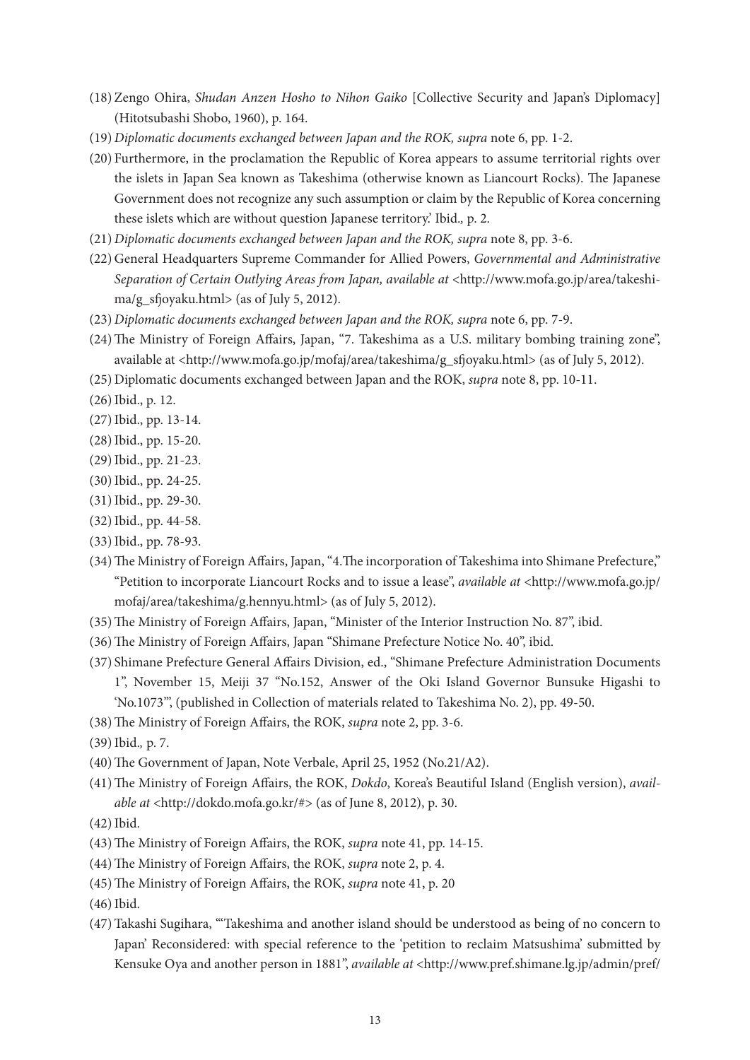(18) Zengo Ohira, *Shudan Anzen Hosho to Nihon Gaiko* [Collective Security and Japan's Diplomacy] (Hitotsubashi Shobo, 1960), p. 164.

(19) *Diplomatic documents exchanged between Japan and the ROK, supra* note 6, pp. 1-2.

(20) Furthermore, in the proclamation the Republic of Korea appears to assume territorial rights over the islets in Japan Sea known as Takeshima (otherwise known as Liancourt Rocks). The Japanese Government does not recognize any such assumption or claim by the Republic of Korea concerning these islets which are without question Japanese territory.' Ibid*.,* p. 2.

(21) *Diplomatic documents exchanged between Japan and the ROK, supra* note 8, pp. 3-6.

(22) General Headquarters Supreme Commander for Allied Powers, *Governmental and Administrative Separation of Certain Outlying Areas from Japan, available at* <http://www.mofa.go.jp/area/takeshima/g_sfjoyaku.html> (as of July 5, 2012).

(23) *Diplomatic documents exchanged between Japan and the ROK, supra* note 6, pp. 7-9.

(24) The Ministry of Foreign Affairs, Japan, "7. Takeshima as a U.S. military bombing training zone", available at <http://www.mofa.go.jp/mofaj/area/takeshima/g_sfjoyaku.html> (as of July 5, 2012).

(25) Diplomatic documents exchanged between Japan and the ROK, *supra* note 8, pp. 10-11.

(26) Ibid., p. 12.

(27) Ibid., pp. 13-14.

(28) Ibid., pp. 15-20.

(29) Ibid., pp. 21-23.

(30) Ibid., pp. 24-25.

(31) Ibid., pp. 29-30.

(32) Ibid., pp. 44-58.

(33) Ibid., pp. 78-93.

(34) The Ministry of Foreign Affairs, Japan, "4.The incorporation of Takeshima into Shimane Prefecture," "Petition to incorporate Liancourt Rocks and to issue a lease", *available at* <http://www.mofa.go.jp/mofaj/area/takeshima/g.hennyu.html> (as of July 5, 2012).

(35) The Ministry of Foreign Affairs, Japan, "Minister of the Interior Instruction No. 87", ibid.

(36) The Ministry of Foreign Affairs, Japan "Shimane Prefecture Notice No. 40", ibid.

(37) Shimane Prefecture General Affairs Division, ed., "Shimane Prefecture Administration Documents 1", November 15, Meiji 37 "No.152, Answer of the Oki Island Governor Bunsuke Higashi to 'No.1073'", (published in Collection of materials related to Takeshima No. 2), pp. 49-50.

(38) The Ministry of Foreign Affairs, the ROK, *supra* note 2, pp. 3-6.

(39) Ibid*.,* p. 7.

(40) The Government of Japan, Note Verbale, April 25, 1952 (No.21/A2).

(41) The Ministry of Foreign Affairs, the ROK, *Dokdo*, Korea's Beautiful Island (English version), *available at* <http://dokdo.mofa.go.kr/#> (as of June 8, 2012), p. 30.

(42) Ibid.

(43) The Ministry of Foreign Affairs, the ROK, *supra* note 41, pp. 14-15.

(44) The Ministry of Foreign Affairs, the ROK, *supra* note 2, p. 4.

(45) The Ministry of Foreign Affairs, the ROK, *supra* note 41, p. 20

(46) Ibid.

(47) Takashi Sugihara, "'Takeshima and another island should be understood as being of no concern to Japan' Reconsidered: with special reference to the 'petition to reclaim Matsushima' submitted by Kensuke Oya and another person in 1881", *available at* <http://www.pref.shimane.lg.jp/admin/pref/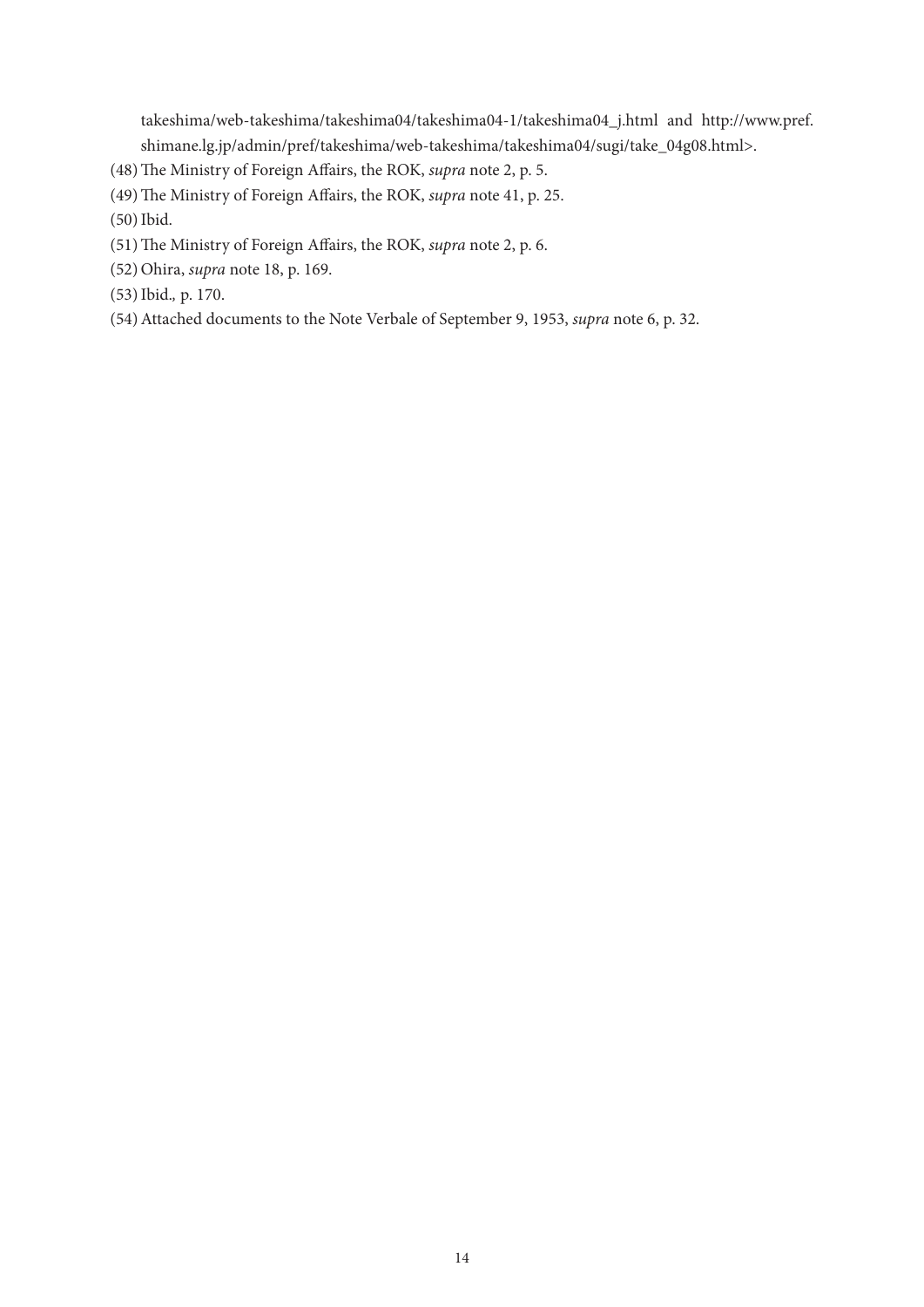takeshima/web-takeshima/takeshima04/takeshima04-1/takeshima04_j.html and http://www.pref.shimane.lg.jp/admin/pref/takeshima/web-takeshima/takeshima04/sugi/take_04g08.html>.

(48) The Ministry of Foreign Affairs, the ROK, *supra* note 2, p. 5.

(49) The Ministry of Foreign Affairs, the ROK, *supra* note 41, p. 25.

(50) Ibid.

(51) The Ministry of Foreign Affairs, the ROK, *supra* note 2, p. 6.

(52) Ohira, *supra* note 18, p. 169.

(53) Ibid., p. 170.

(54) Attached documents to the Note Verbale of September 9, 1953, *supra* note 6, p. 32.